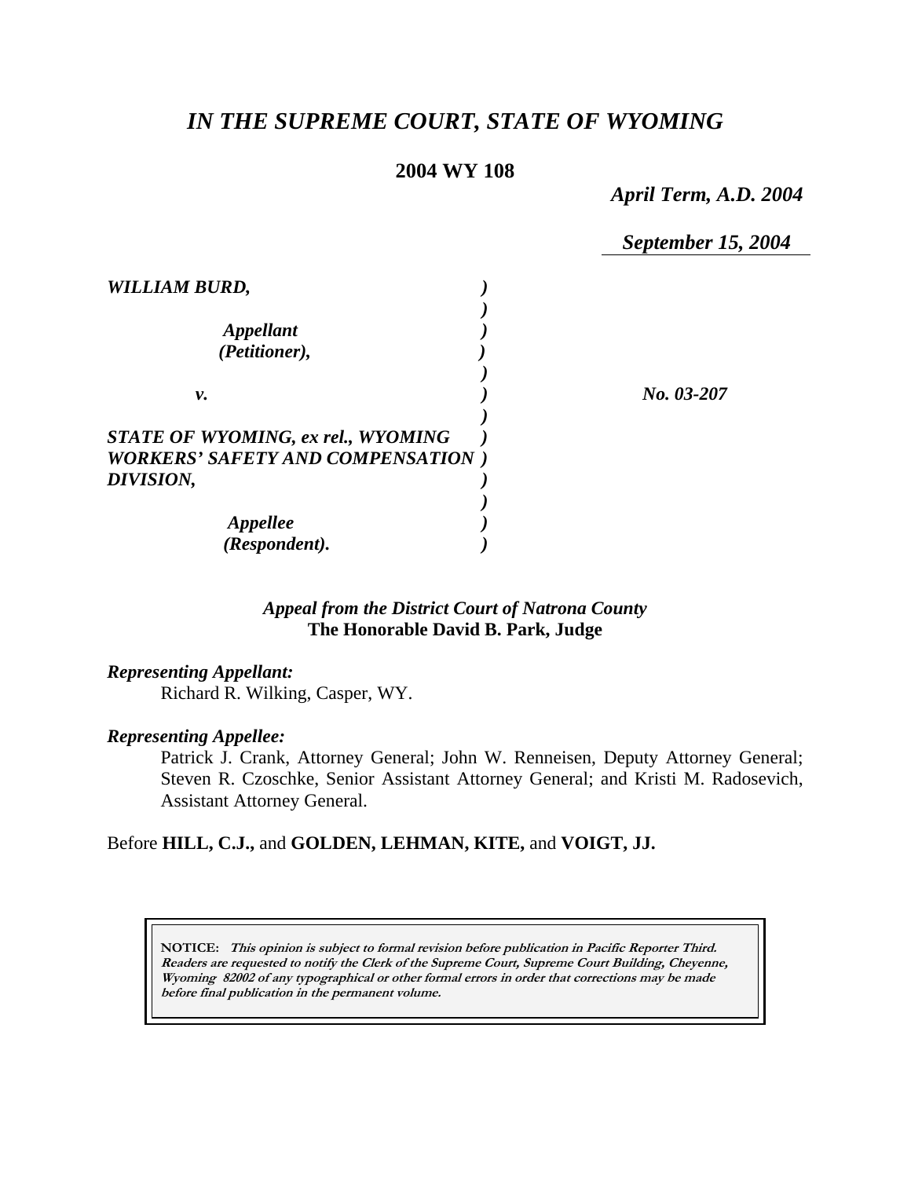# *IN THE SUPREME COURT, STATE OF WYOMING*

**2004 WY 108**

*April Term, A.D. 2004*

*September 15, 2004*

| | | |
|---|---|---|
| ***WILLIAM BURD,*** | | |
| ***Appellant (Petitioner),*** | | |
| ***v.*** | | ***No. 03-207*** |
| ***STATE OF WYOMING, ex rel., WYOMING WORKERS' SAFETY AND COMPENSATION DIVISION,*** | | |
| ***Appellee (Respondent).*** | | |

*Appeal from the District Court of Natrona County*
**The Honorable David B. Park, Judge**

***Representing Appellant:***
Richard R. Wilking, Casper, WY.

***Representing Appellee:***
Patrick J. Crank, Attorney General; John W. Renneisen, Deputy Attorney General; Steven R. Czoschke, Senior Assistant Attorney General; and Kristi M. Radosevich, Assistant Attorney General.

Before **HILL, C.J.,** and **GOLDEN, LEHMAN, KITE,** and **VOIGT, JJ.**

**NOTICE:** ***This opinion is subject to formal revision before publication in Pacific Reporter Third. Readers are requested to notify the Clerk of the Supreme Court, Supreme Court Building, Cheyenne, Wyoming 82002 of any typographical or other formal errors in order that corrections may be made before final publication in the permanent volume.***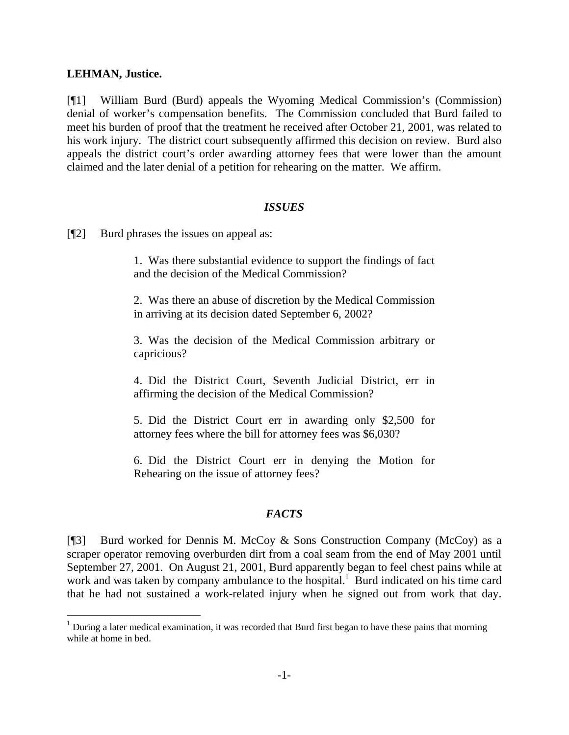**LEHMAN, Justice.**

[¶1] William Burd (Burd) appeals the Wyoming Medical Commission's (Commission) denial of worker's compensation benefits. The Commission concluded that Burd failed to meet his burden of proof that the treatment he received after October 21, 2001, was related to his work injury. The district court subsequently affirmed this decision on review. Burd also appeals the district court's order awarding attorney fees that were lower than the amount claimed and the later denial of a petition for rehearing on the matter. We affirm.

### *ISSUES*

[¶2] Burd phrases the issues on appeal as:

> 1. Was there substantial evidence to support the findings of fact and the decision of the Medical Commission?
>
> 2. Was there an abuse of discretion by the Medical Commission in arriving at its decision dated September 6, 2002?
>
> 3. Was the decision of the Medical Commission arbitrary or capricious?
>
> 4. Did the District Court, Seventh Judicial District, err in affirming the decision of the Medical Commission?
>
> 5. Did the District Court err in awarding only $2,500 for attorney fees where the bill for attorney fees was $6,030?
>
> 6. Did the District Court err in denying the Motion for Rehearing on the issue of attorney fees?

### *FACTS*

[¶3] Burd worked for Dennis M. McCoy & Sons Construction Company (McCoy) as a scraper operator removing overburden dirt from a coal seam from the end of May 2001 until September 27, 2001. On August 21, 2001, Burd apparently began to feel chest pains while at work and was taken by company ambulance to the hospital.[1] Burd indicated on his time card that he had not sustained a work-related injury when he signed out from work that day.

[1] During a later medical examination, it was recorded that Burd first began to have these pains that morning while at home in bed.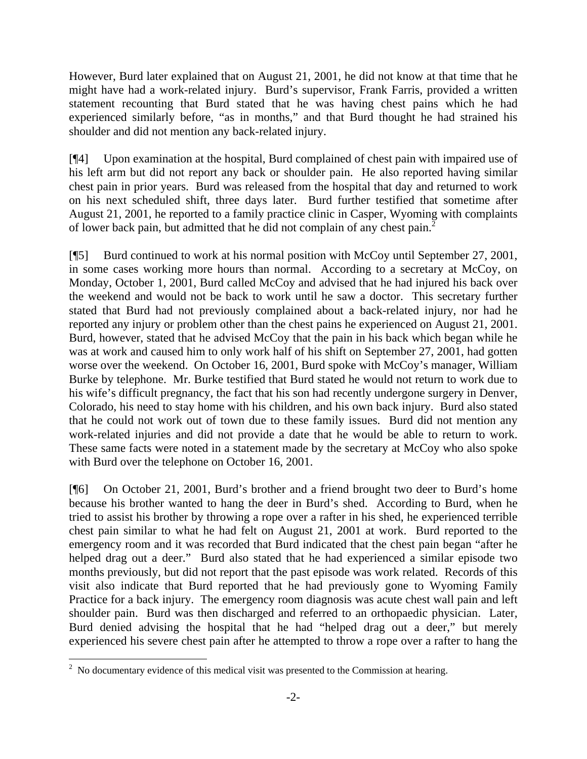However, Burd later explained that on August 21, 2001, he did not know at that time that he might have had a work-related injury. Burd's supervisor, Frank Farris, provided a written statement recounting that Burd stated that he was having chest pains which he had experienced similarly before, "as in months," and that Burd thought he had strained his shoulder and did not mention any back-related injury.

[¶4] Upon examination at the hospital, Burd complained of chest pain with impaired use of his left arm but did not report any back or shoulder pain. He also reported having similar chest pain in prior years. Burd was released from the hospital that day and returned to work on his next scheduled shift, three days later. Burd further testified that sometime after August 21, 2001, he reported to a family practice clinic in Casper, Wyoming with complaints of lower back pain, but admitted that he did not complain of any chest pain.[2]

[¶5] Burd continued to work at his normal position with McCoy until September 27, 2001, in some cases working more hours than normal. According to a secretary at McCoy, on Monday, October 1, 2001, Burd called McCoy and advised that he had injured his back over the weekend and would not be back to work until he saw a doctor. This secretary further stated that Burd had not previously complained about a back-related injury, nor had he reported any injury or problem other than the chest pains he experienced on August 21, 2001. Burd, however, stated that he advised McCoy that the pain in his back which began while he was at work and caused him to only work half of his shift on September 27, 2001, had gotten worse over the weekend. On October 16, 2001, Burd spoke with McCoy's manager, William Burke by telephone. Mr. Burke testified that Burd stated he would not return to work due to his wife's difficult pregnancy, the fact that his son had recently undergone surgery in Denver, Colorado, his need to stay home with his children, and his own back injury. Burd also stated that he could not work out of town due to these family issues. Burd did not mention any work-related injuries and did not provide a date that he would be able to return to work. These same facts were noted in a statement made by the secretary at McCoy who also spoke with Burd over the telephone on October 16, 2001.

[¶6] On October 21, 2001, Burd's brother and a friend brought two deer to Burd's home because his brother wanted to hang the deer in Burd's shed. According to Burd, when he tried to assist his brother by throwing a rope over a rafter in his shed, he experienced terrible chest pain similar to what he had felt on August 21, 2001 at work. Burd reported to the emergency room and it was recorded that Burd indicated that the chest pain began "after he helped drag out a deer." Burd also stated that he had experienced a similar episode two months previously, but did not report that the past episode was work related. Records of this visit also indicate that Burd reported that he had previously gone to Wyoming Family Practice for a back injury. The emergency room diagnosis was acute chest wall pain and left shoulder pain. Burd was then discharged and referred to an orthopaedic physician. Later, Burd denied advising the hospital that he had "helped drag out a deer," but merely experienced his severe chest pain after he attempted to throw a rope over a rafter to hang the

---

[2] No documentary evidence of this medical visit was presented to the Commission at hearing.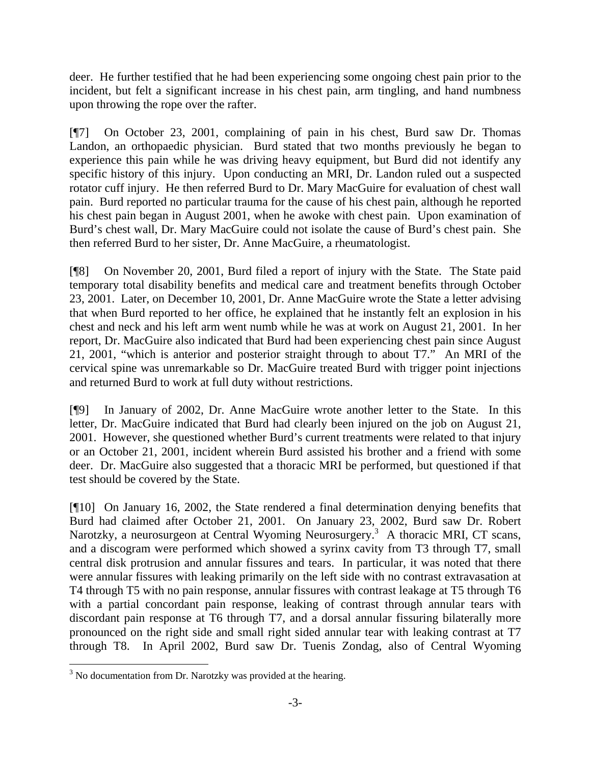deer. He further testified that he had been experiencing some ongoing chest pain prior to the incident, but felt a significant increase in his chest pain, arm tingling, and hand numbness upon throwing the rope over the rafter.

[¶7] On October 23, 2001, complaining of pain in his chest, Burd saw Dr. Thomas Landon, an orthopaedic physician. Burd stated that two months previously he began to experience this pain while he was driving heavy equipment, but Burd did not identify any specific history of this injury. Upon conducting an MRI, Dr. Landon ruled out a suspected rotator cuff injury. He then referred Burd to Dr. Mary MacGuire for evaluation of chest wall pain. Burd reported no particular trauma for the cause of his chest pain, although he reported his chest pain began in August 2001, when he awoke with chest pain. Upon examination of Burd's chest wall, Dr. Mary MacGuire could not isolate the cause of Burd's chest pain. She then referred Burd to her sister, Dr. Anne MacGuire, a rheumatologist.

[¶8] On November 20, 2001, Burd filed a report of injury with the State. The State paid temporary total disability benefits and medical care and treatment benefits through October 23, 2001. Later, on December 10, 2001, Dr. Anne MacGuire wrote the State a letter advising that when Burd reported to her office, he explained that he instantly felt an explosion in his chest and neck and his left arm went numb while he was at work on August 21, 2001. In her report, Dr. MacGuire also indicated that Burd had been experiencing chest pain since August 21, 2001, "which is anterior and posterior straight through to about T7." An MRI of the cervical spine was unremarkable so Dr. MacGuire treated Burd with trigger point injections and returned Burd to work at full duty without restrictions.

[¶9] In January of 2002, Dr. Anne MacGuire wrote another letter to the State. In this letter, Dr. MacGuire indicated that Burd had clearly been injured on the job on August 21, 2001. However, she questioned whether Burd's current treatments were related to that injury or an October 21, 2001, incident wherein Burd assisted his brother and a friend with some deer. Dr. MacGuire also suggested that a thoracic MRI be performed, but questioned if that test should be covered by the State.

[¶10] On January 16, 2002, the State rendered a final determination denying benefits that Burd had claimed after October 21, 2001. On January 23, 2002, Burd saw Dr. Robert Narotzky, a neurosurgeon at Central Wyoming Neurosurgery.[3] A thoracic MRI, CT scans, and a discogram were performed which showed a syrinx cavity from T3 through T7, small central disk protrusion and annular fissures and tears. In particular, it was noted that there were annular fissures with leaking primarily on the left side with no contrast extravasation at T4 through T5 with no pain response, annular fissures with contrast leakage at T5 through T6 with a partial concordant pain response, leaking of contrast through annular tears with discordant pain response at T6 through T7, and a dorsal annular fissuring bilaterally more pronounced on the right side and small right sided annular tear with leaking contrast at T7 through T8. In April 2002, Burd saw Dr. Tuenis Zondag, also of Central Wyoming

[3] No documentation from Dr. Narotzky was provided at the hearing.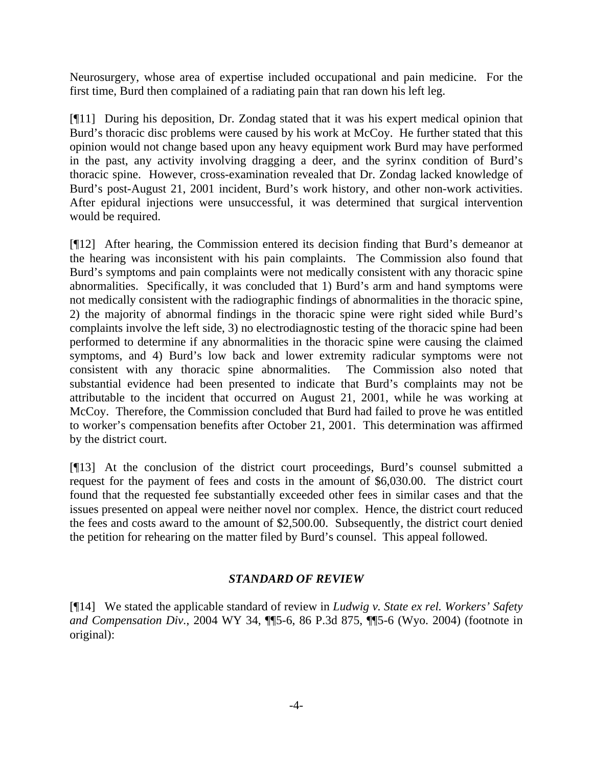Neurosurgery, whose area of expertise included occupational and pain medicine. For the first time, Burd then complained of a radiating pain that ran down his left leg.

[¶11] During his deposition, Dr. Zondag stated that it was his expert medical opinion that Burd's thoracic disc problems were caused by his work at McCoy. He further stated that this opinion would not change based upon any heavy equipment work Burd may have performed in the past, any activity involving dragging a deer, and the syrinx condition of Burd's thoracic spine. However, cross-examination revealed that Dr. Zondag lacked knowledge of Burd's post-August 21, 2001 incident, Burd's work history, and other non-work activities. After epidural injections were unsuccessful, it was determined that surgical intervention would be required.

[¶12] After hearing, the Commission entered its decision finding that Burd's demeanor at the hearing was inconsistent with his pain complaints. The Commission also found that Burd's symptoms and pain complaints were not medically consistent with any thoracic spine abnormalities. Specifically, it was concluded that 1) Burd's arm and hand symptoms were not medically consistent with the radiographic findings of abnormalities in the thoracic spine, 2) the majority of abnormal findings in the thoracic spine were right sided while Burd's complaints involve the left side, 3) no electrodiagnostic testing of the thoracic spine had been performed to determine if any abnormalities in the thoracic spine were causing the claimed symptoms, and 4) Burd's low back and lower extremity radicular symptoms were not consistent with any thoracic spine abnormalities. The Commission also noted that substantial evidence had been presented to indicate that Burd's complaints may not be attributable to the incident that occurred on August 21, 2001, while he was working at McCoy. Therefore, the Commission concluded that Burd had failed to prove he was entitled to worker's compensation benefits after October 21, 2001. This determination was affirmed by the district court.

[¶13] At the conclusion of the district court proceedings, Burd's counsel submitted a request for the payment of fees and costs in the amount of $6,030.00. The district court found that the requested fee substantially exceeded other fees in similar cases and that the issues presented on appeal were neither novel nor complex. Hence, the district court reduced the fees and costs award to the amount of $2,500.00. Subsequently, the district court denied the petition for rehearing on the matter filed by Burd's counsel. This appeal followed.

### *STANDARD OF REVIEW*

[¶14] We stated the applicable standard of review in *Ludwig v. State ex rel. Workers' Safety and Compensation Div.*, 2004 WY 34, ¶¶5-6, 86 P.3d 875, ¶¶5-6 (Wyo. 2004) (footnote in original):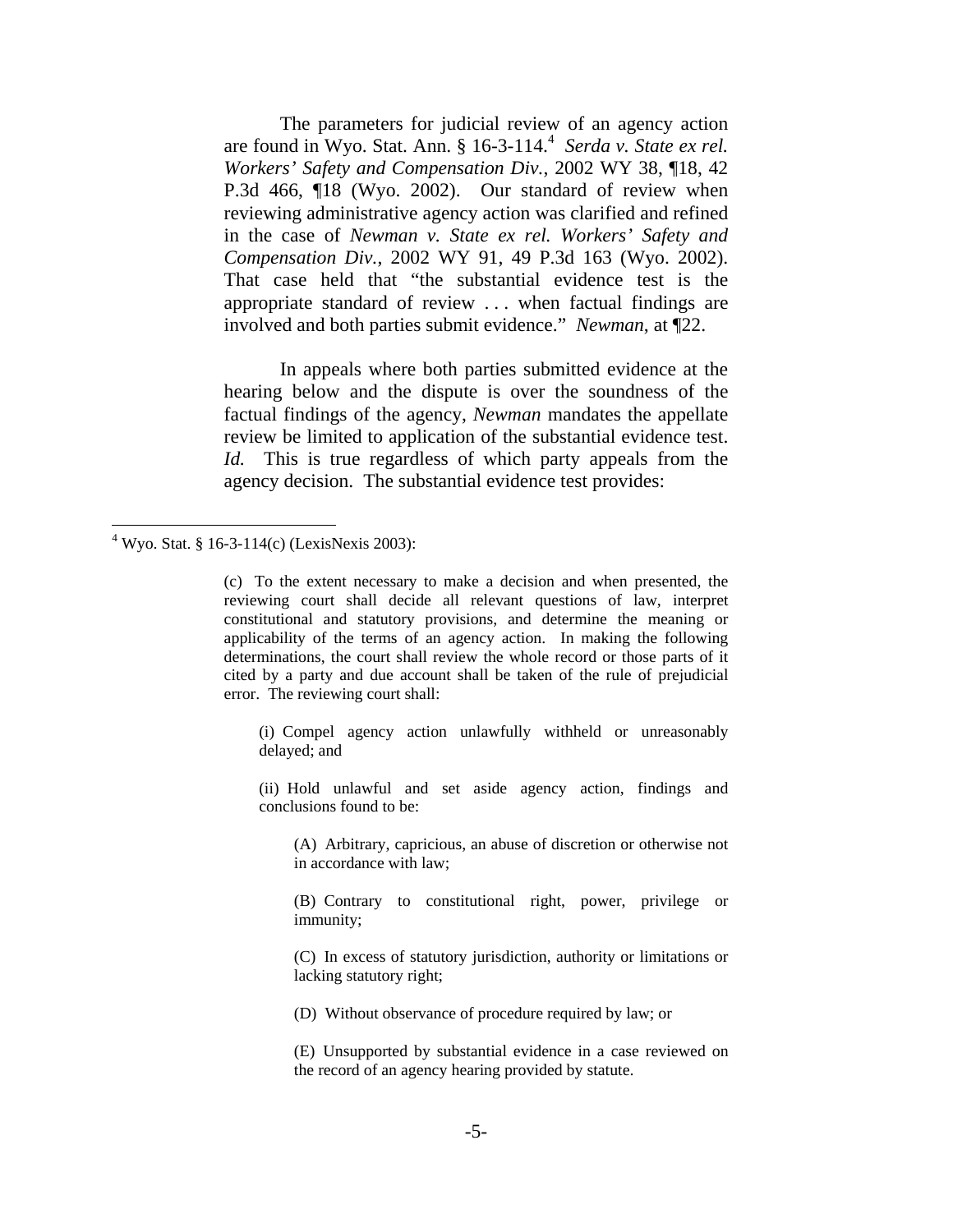The parameters for judicial review of an agency action are found in Wyo. Stat. Ann. § 16-3-114.[4] *Serda v. State ex rel. Workers' Safety and Compensation Div.*, 2002 WY 38, ¶18, 42 P.3d 466, ¶18 (Wyo. 2002). Our standard of review when reviewing administrative agency action was clarified and refined in the case of *Newman v. State ex rel. Workers' Safety and Compensation Div.*, 2002 WY 91, 49 P.3d 163 (Wyo. 2002). That case held that "the substantial evidence test is the appropriate standard of review . . . when factual findings are involved and both parties submit evidence." *Newman*, at ¶22.

In appeals where both parties submitted evidence at the hearing below and the dispute is over the soundness of the factual findings of the agency, *Newman* mandates the appellate review be limited to application of the substantial evidence test. *Id.* This is true regardless of which party appeals from the agency decision. The substantial evidence test provides:

---

[4] Wyo. Stat. § 16-3-114(c) (LexisNexis 2003):

> (c) To the extent necessary to make a decision and when presented, the reviewing court shall decide all relevant questions of law, interpret constitutional and statutory provisions, and determine the meaning or applicability of the terms of an agency action. In making the following determinations, the court shall review the whole record or those parts of it cited by a party and due account shall be taken of the rule of prejudicial error. The reviewing court shall:
>
> (i) Compel agency action unlawfully withheld or unreasonably delayed; and
>
> (ii) Hold unlawful and set aside agency action, findings and conclusions found to be:
>
> (A) Arbitrary, capricious, an abuse of discretion or otherwise not in accordance with law;
>
> (B) Contrary to constitutional right, power, privilege or immunity;
>
> (C) In excess of statutory jurisdiction, authority or limitations or lacking statutory right;
>
> (D) Without observance of procedure required by law; or
>
> (E) Unsupported by substantial evidence in a case reviewed on the record of an agency hearing provided by statute.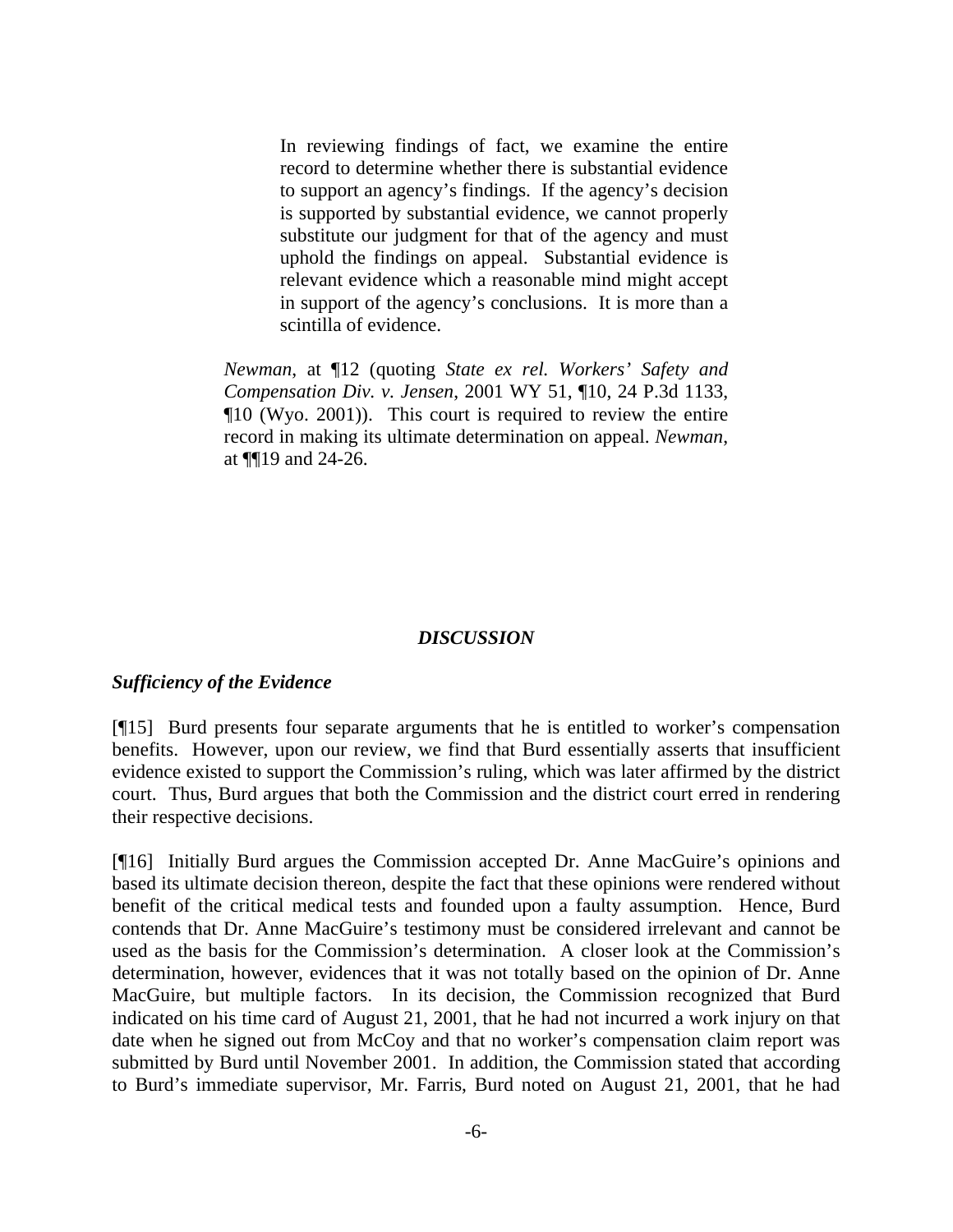> In reviewing findings of fact, we examine the entire record to determine whether there is substantial evidence to support an agency's findings. If the agency's decision is supported by substantial evidence, we cannot properly substitute our judgment for that of the agency and must uphold the findings on appeal. Substantial evidence is relevant evidence which a reasonable mind might accept in support of the agency's conclusions. It is more than a scintilla of evidence.
>
> *Newman*, at ¶12 (quoting *State ex rel. Workers' Safety and Compensation Div. v. Jensen*, 2001 WY 51, ¶10, 24 P.3d 1133, ¶10 (Wyo. 2001)). This court is required to review the entire record in making its ultimate determination on appeal. *Newman*, at ¶¶19 and 24-26.

## ***DISCUSSION***

### ***Sufficiency of the Evidence***

[¶15] Burd presents four separate arguments that he is entitled to worker's compensation benefits. However, upon our review, we find that Burd essentially asserts that insufficient evidence existed to support the Commission's ruling, which was later affirmed by the district court. Thus, Burd argues that both the Commission and the district court erred in rendering their respective decisions.

[¶16] Initially Burd argues the Commission accepted Dr. Anne MacGuire's opinions and based its ultimate decision thereon, despite the fact that these opinions were rendered without benefit of the critical medical tests and founded upon a faulty assumption. Hence, Burd contends that Dr. Anne MacGuire's testimony must be considered irrelevant and cannot be used as the basis for the Commission's determination. A closer look at the Commission's determination, however, evidences that it was not totally based on the opinion of Dr. Anne MacGuire, but multiple factors. In its decision, the Commission recognized that Burd indicated on his time card of August 21, 2001, that he had not incurred a work injury on that date when he signed out from McCoy and that no worker's compensation claim report was submitted by Burd until November 2001. In addition, the Commission stated that according to Burd's immediate supervisor, Mr. Farris, Burd noted on August 21, 2001, that he had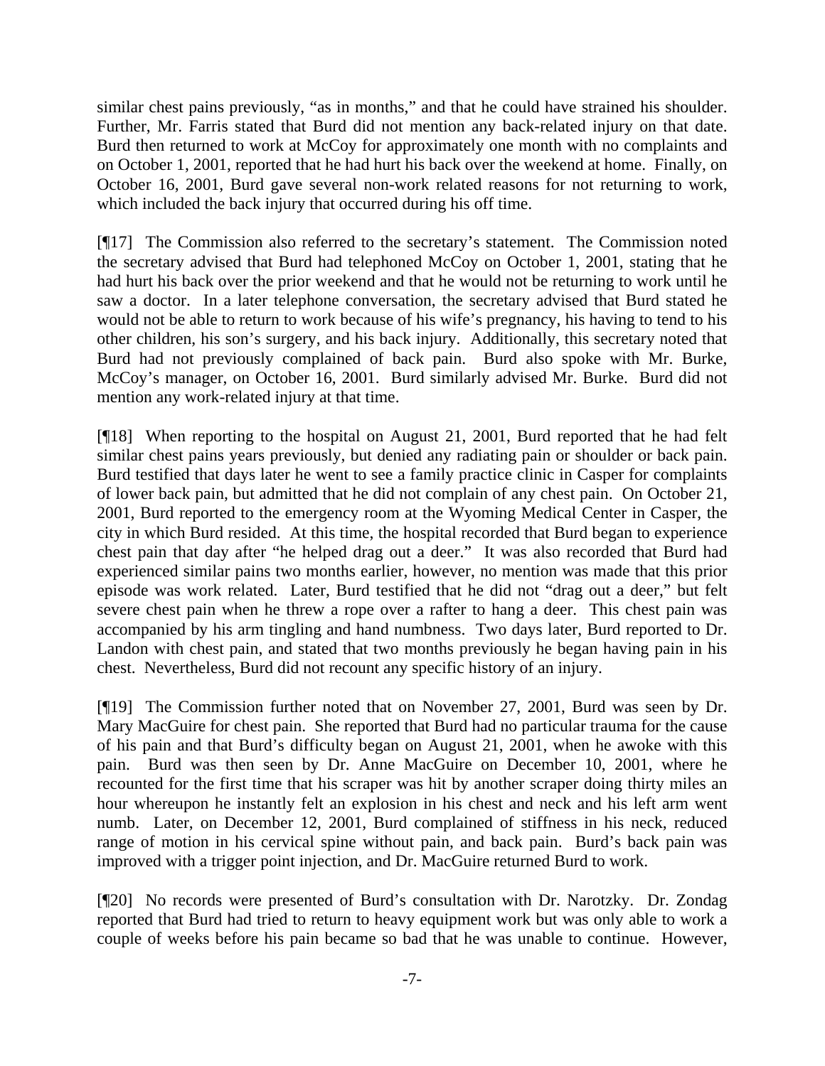similar chest pains previously, "as in months," and that he could have strained his shoulder. Further, Mr. Farris stated that Burd did not mention any back-related injury on that date. Burd then returned to work at McCoy for approximately one month with no complaints and on October 1, 2001, reported that he had hurt his back over the weekend at home. Finally, on October 16, 2001, Burd gave several non-work related reasons for not returning to work, which included the back injury that occurred during his off time.

[¶17] The Commission also referred to the secretary's statement. The Commission noted the secretary advised that Burd had telephoned McCoy on October 1, 2001, stating that he had hurt his back over the prior weekend and that he would not be returning to work until he saw a doctor. In a later telephone conversation, the secretary advised that Burd stated he would not be able to return to work because of his wife's pregnancy, his having to tend to his other children, his son's surgery, and his back injury. Additionally, this secretary noted that Burd had not previously complained of back pain. Burd also spoke with Mr. Burke, McCoy's manager, on October 16, 2001. Burd similarly advised Mr. Burke. Burd did not mention any work-related injury at that time.

[¶18] When reporting to the hospital on August 21, 2001, Burd reported that he had felt similar chest pains years previously, but denied any radiating pain or shoulder or back pain. Burd testified that days later he went to see a family practice clinic in Casper for complaints of lower back pain, but admitted that he did not complain of any chest pain. On October 21, 2001, Burd reported to the emergency room at the Wyoming Medical Center in Casper, the city in which Burd resided. At this time, the hospital recorded that Burd began to experience chest pain that day after "he helped drag out a deer." It was also recorded that Burd had experienced similar pains two months earlier, however, no mention was made that this prior episode was work related. Later, Burd testified that he did not "drag out a deer," but felt severe chest pain when he threw a rope over a rafter to hang a deer. This chest pain was accompanied by his arm tingling and hand numbness. Two days later, Burd reported to Dr. Landon with chest pain, and stated that two months previously he began having pain in his chest. Nevertheless, Burd did not recount any specific history of an injury.

[¶19] The Commission further noted that on November 27, 2001, Burd was seen by Dr. Mary MacGuire for chest pain. She reported that Burd had no particular trauma for the cause of his pain and that Burd's difficulty began on August 21, 2001, when he awoke with this pain. Burd was then seen by Dr. Anne MacGuire on December 10, 2001, where he recounted for the first time that his scraper was hit by another scraper doing thirty miles an hour whereupon he instantly felt an explosion in his chest and neck and his left arm went numb. Later, on December 12, 2001, Burd complained of stiffness in his neck, reduced range of motion in his cervical spine without pain, and back pain. Burd's back pain was improved with a trigger point injection, and Dr. MacGuire returned Burd to work.

[¶20] No records were presented of Burd's consultation with Dr. Narotzky. Dr. Zondag reported that Burd had tried to return to heavy equipment work but was only able to work a couple of weeks before his pain became so bad that he was unable to continue. However,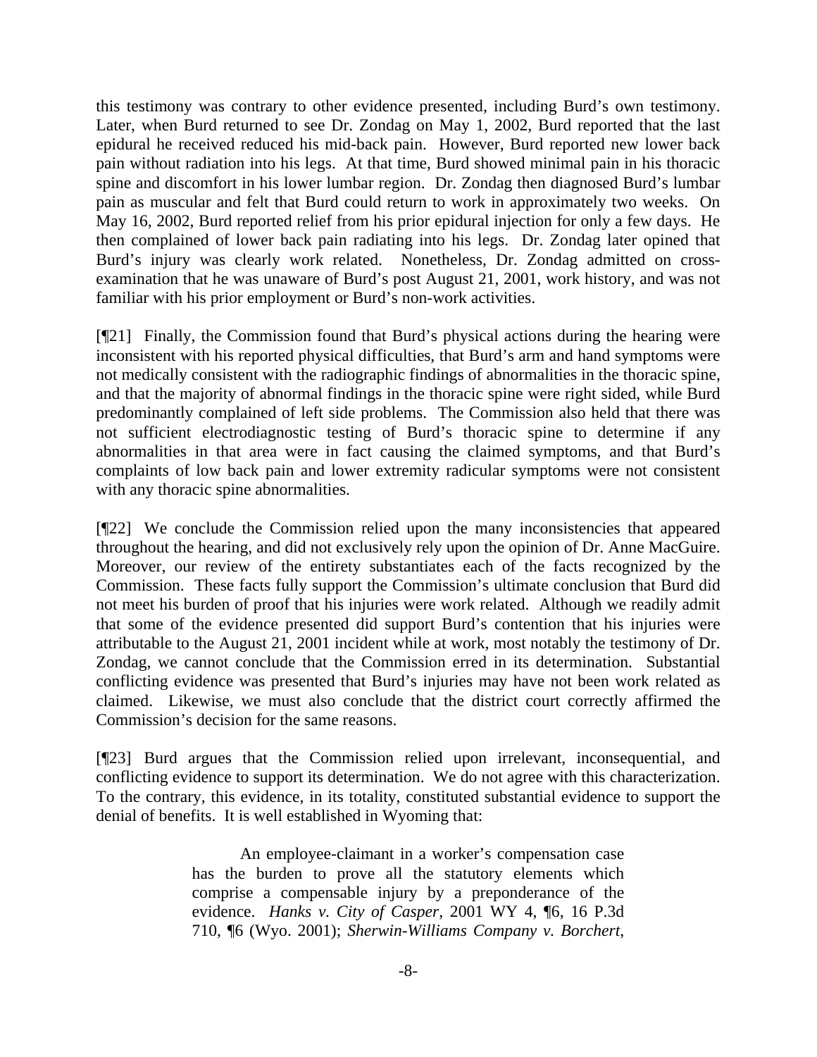this testimony was contrary to other evidence presented, including Burd's own testimony. Later, when Burd returned to see Dr. Zondag on May 1, 2002, Burd reported that the last epidural he received reduced his mid-back pain. However, Burd reported new lower back pain without radiation into his legs. At that time, Burd showed minimal pain in his thoracic spine and discomfort in his lower lumbar region. Dr. Zondag then diagnosed Burd's lumbar pain as muscular and felt that Burd could return to work in approximately two weeks. On May 16, 2002, Burd reported relief from his prior epidural injection for only a few days. He then complained of lower back pain radiating into his legs. Dr. Zondag later opined that Burd's injury was clearly work related. Nonetheless, Dr. Zondag admitted on cross-examination that he was unaware of Burd's post August 21, 2001, work history, and was not familiar with his prior employment or Burd's non-work activities.

[¶21] Finally, the Commission found that Burd's physical actions during the hearing were inconsistent with his reported physical difficulties, that Burd's arm and hand symptoms were not medically consistent with the radiographic findings of abnormalities in the thoracic spine, and that the majority of abnormal findings in the thoracic spine were right sided, while Burd predominantly complained of left side problems. The Commission also held that there was not sufficient electrodiagnostic testing of Burd's thoracic spine to determine if any abnormalities in that area were in fact causing the claimed symptoms, and that Burd's complaints of low back pain and lower extremity radicular symptoms were not consistent with any thoracic spine abnormalities.

[¶22] We conclude the Commission relied upon the many inconsistencies that appeared throughout the hearing, and did not exclusively rely upon the opinion of Dr. Anne MacGuire. Moreover, our review of the entirety substantiates each of the facts recognized by the Commission. These facts fully support the Commission's ultimate conclusion that Burd did not meet his burden of proof that his injuries were work related. Although we readily admit that some of the evidence presented did support Burd's contention that his injuries were attributable to the August 21, 2001 incident while at work, most notably the testimony of Dr. Zondag, we cannot conclude that the Commission erred in its determination. Substantial conflicting evidence was presented that Burd's injuries may have not been work related as claimed. Likewise, we must also conclude that the district court correctly affirmed the Commission's decision for the same reasons.

[¶23] Burd argues that the Commission relied upon irrelevant, inconsequential, and conflicting evidence to support its determination. We do not agree with this characterization. To the contrary, this evidence, in its totality, constituted substantial evidence to support the denial of benefits. It is well established in Wyoming that:

> An employee-claimant in a worker's compensation case has the burden to prove all the statutory elements which comprise a compensable injury by a preponderance of the evidence. *Hanks v. City of Casper*, 2001 WY 4, ¶6, 16 P.3d 710, ¶6 (Wyo. 2001); *Sherwin-Williams Company v. Borchert*,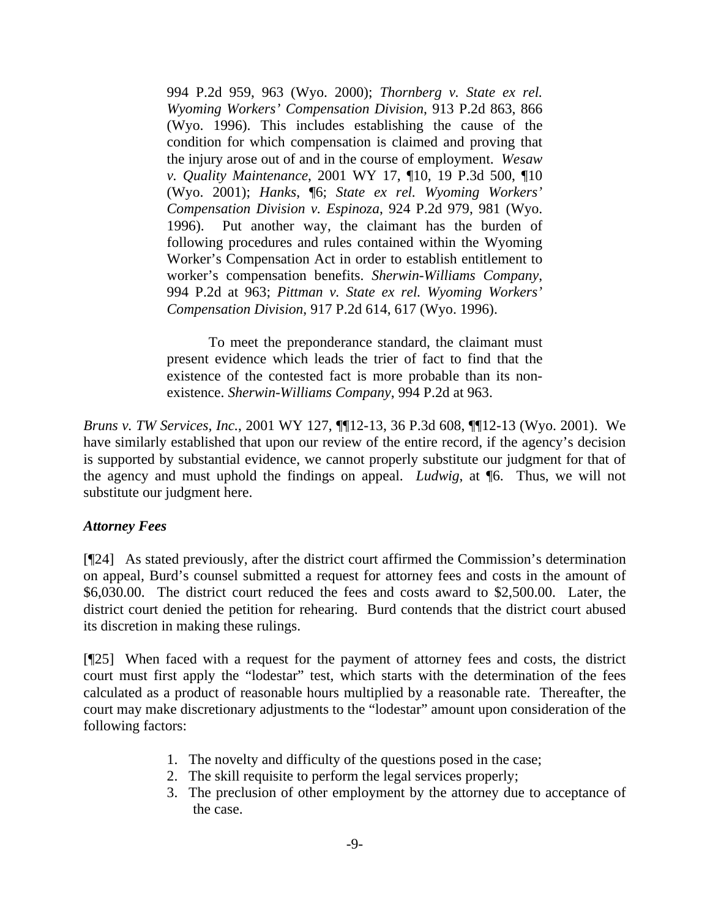> 994 P.2d 959, 963 (Wyo. 2000); *Thornberg v. State ex rel. Wyoming Workers' Compensation Division*, 913 P.2d 863, 866 (Wyo. 1996). This includes establishing the cause of the condition for which compensation is claimed and proving that the injury arose out of and in the course of employment. *Wesaw v. Quality Maintenance*, 2001 WY 17, ¶10, 19 P.3d 500, ¶10 (Wyo. 2001); *Hanks*, ¶6; *State ex rel. Wyoming Workers' Compensation Division v. Espinoza*, 924 P.2d 979, 981 (Wyo. 1996). Put another way, the claimant has the burden of following procedures and rules contained within the Wyoming Worker's Compensation Act in order to establish entitlement to worker's compensation benefits. *Sherwin-Williams Company*, 994 P.2d at 963; *Pittman v. State ex rel. Wyoming Workers' Compensation Division*, 917 P.2d 614, 617 (Wyo. 1996).
>
> To meet the preponderance standard, the claimant must present evidence which leads the trier of fact to find that the existence of the contested fact is more probable than its non-existence. *Sherwin-Williams Company*, 994 P.2d at 963.

*Bruns v. TW Services, Inc.*, 2001 WY 127, ¶¶12-13, 36 P.3d 608, ¶¶12-13 (Wyo. 2001). We have similarly established that upon our review of the entire record, if the agency's decision is supported by substantial evidence, we cannot properly substitute our judgment for that of the agency and must uphold the findings on appeal. *Ludwig*, at ¶6. Thus, we will not substitute our judgment here.

***Attorney Fees***

[¶24] As stated previously, after the district court affirmed the Commission's determination on appeal, Burd's counsel submitted a request for attorney fees and costs in the amount of $6,030.00. The district court reduced the fees and costs award to $2,500.00. Later, the district court denied the petition for rehearing. Burd contends that the district court abused its discretion in making these rulings.

[¶25] When faced with a request for the payment of attorney fees and costs, the district court must first apply the "lodestar" test, which starts with the determination of the fees calculated as a product of reasonable hours multiplied by a reasonable rate. Thereafter, the court may make discretionary adjustments to the "lodestar" amount upon consideration of the following factors:

1. The novelty and difficulty of the questions posed in the case;
2. The skill requisite to perform the legal services properly;
3. The preclusion of other employment by the attorney due to acceptance of the case.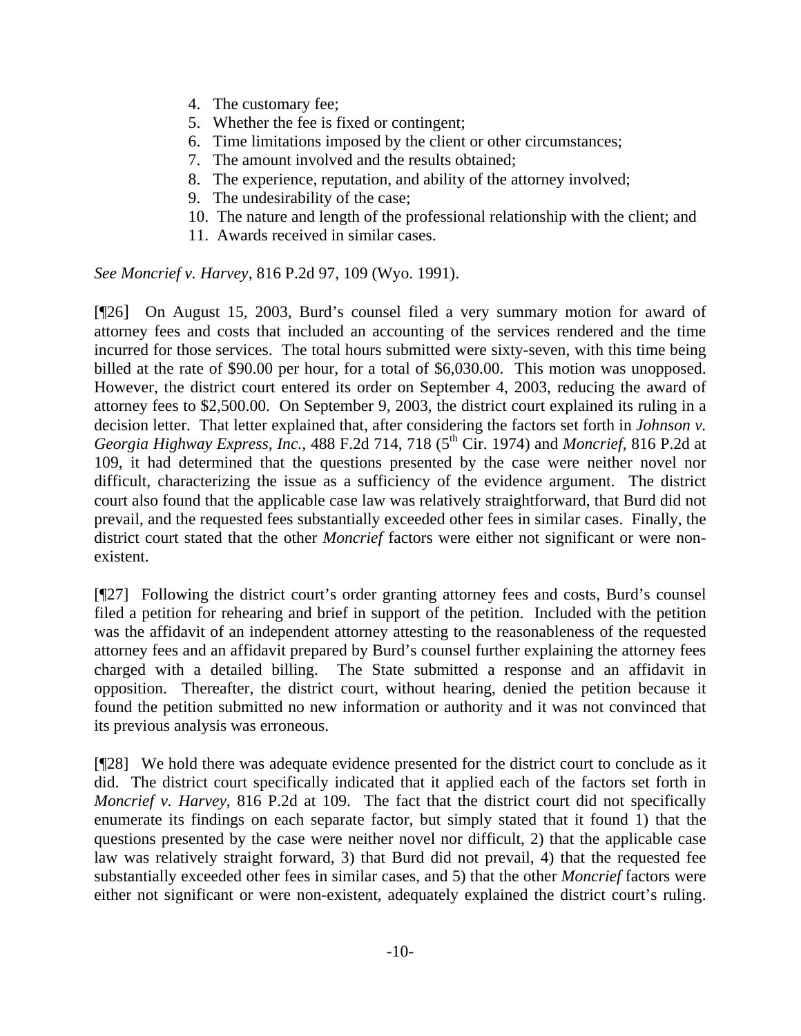4. The customary fee;
5. Whether the fee is fixed or contingent;
6. Time limitations imposed by the client or other circumstances;
7. The amount involved and the results obtained;
8. The experience, reputation, and ability of the attorney involved;
9. The undesirability of the case;
10. The nature and length of the professional relationship with the client; and
11. Awards received in similar cases.

*See Moncrief v. Harvey*, 816 P.2d 97, 109 (Wyo. 1991).

[¶26] On August 15, 2003, Burd's counsel filed a very summary motion for award of attorney fees and costs that included an accounting of the services rendered and the time incurred for those services. The total hours submitted were sixty-seven, with this time being billed at the rate of $90.00 per hour, for a total of $6,030.00. This motion was unopposed. However, the district court entered its order on September 4, 2003, reducing the award of attorney fees to $2,500.00. On September 9, 2003, the district court explained its ruling in a decision letter. That letter explained that, after considering the factors set forth in *Johnson v. Georgia Highway Express, Inc.*, 488 F.2d 714, 718 (5th Cir. 1974) and *Moncrief*, 816 P.2d at 109, it had determined that the questions presented by the case were neither novel nor difficult, characterizing the issue as a sufficiency of the evidence argument. The district court also found that the applicable case law was relatively straightforward, that Burd did not prevail, and the requested fees substantially exceeded other fees in similar cases. Finally, the district court stated that the other *Moncrief* factors were either not significant or were non-existent.

[¶27] Following the district court's order granting attorney fees and costs, Burd's counsel filed a petition for rehearing and brief in support of the petition. Included with the petition was the affidavit of an independent attorney attesting to the reasonableness of the requested attorney fees and an affidavit prepared by Burd's counsel further explaining the attorney fees charged with a detailed billing. The State submitted a response and an affidavit in opposition. Thereafter, the district court, without hearing, denied the petition because it found the petition submitted no new information or authority and it was not convinced that its previous analysis was erroneous.

[¶28] We hold there was adequate evidence presented for the district court to conclude as it did. The district court specifically indicated that it applied each of the factors set forth in *Moncrief v. Harvey*, 816 P.2d at 109. The fact that the district court did not specifically enumerate its findings on each separate factor, but simply stated that it found 1) that the questions presented by the case were neither novel nor difficult, 2) that the applicable case law was relatively straight forward, 3) that Burd did not prevail, 4) that the requested fee substantially exceeded other fees in similar cases, and 5) that the other *Moncrief* factors were either not significant or were non-existent, adequately explained the district court's ruling.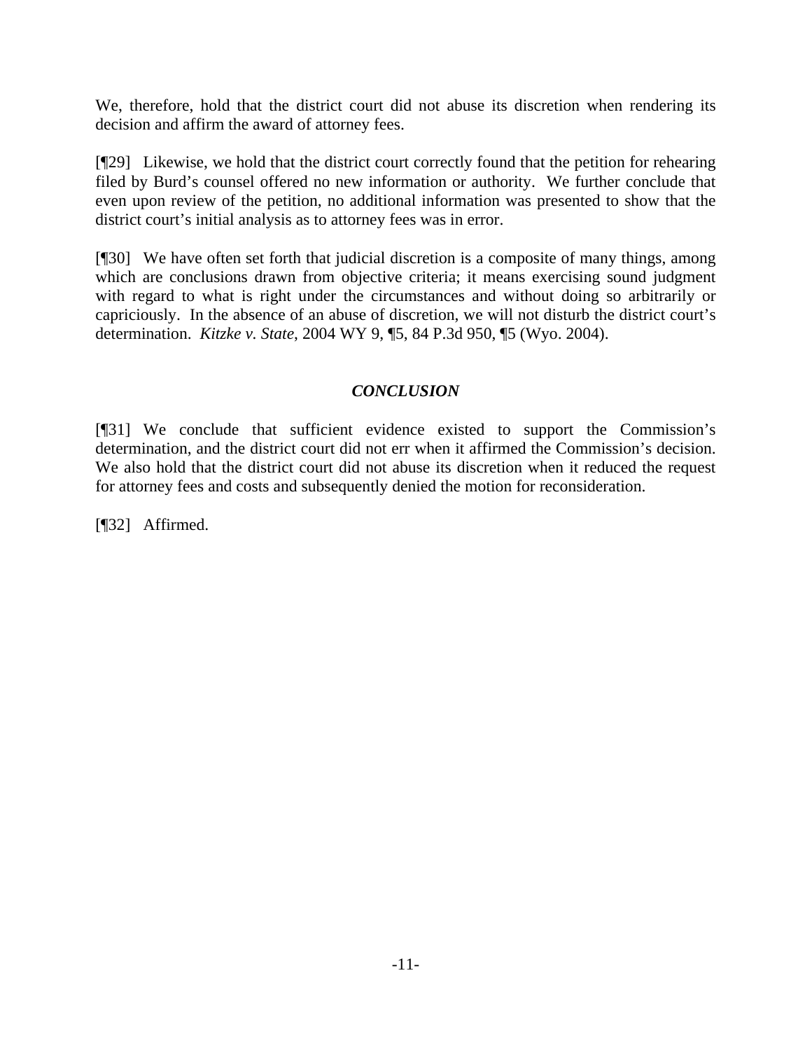We, therefore, hold that the district court did not abuse its discretion when rendering its decision and affirm the award of attorney fees.

[¶29] Likewise, we hold that the district court correctly found that the petition for rehearing filed by Burd's counsel offered no new information or authority. We further conclude that even upon review of the petition, no additional information was presented to show that the district court's initial analysis as to attorney fees was in error.

[¶30] We have often set forth that judicial discretion is a composite of many things, among which are conclusions drawn from objective criteria; it means exercising sound judgment with regard to what is right under the circumstances and without doing so arbitrarily or capriciously. In the absence of an abuse of discretion, we will not disturb the district court's determination. *Kitzke v. State*, 2004 WY 9, ¶5, 84 P.3d 950, ¶5 (Wyo. 2004).

## *CONCLUSION*

[¶31] We conclude that sufficient evidence existed to support the Commission's determination, and the district court did not err when it affirmed the Commission's decision. We also hold that the district court did not abuse its discretion when it reduced the request for attorney fees and costs and subsequently denied the motion for reconsideration.

[¶32] Affirmed.